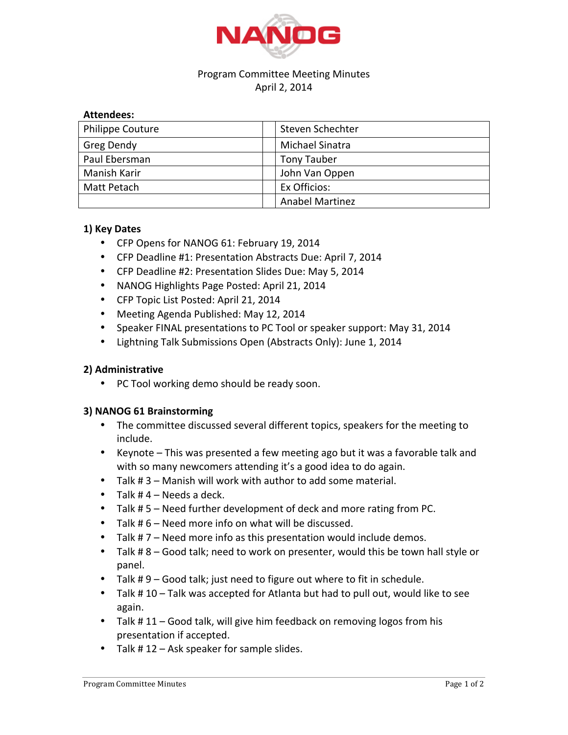NANOG

Program Committee Meeting Minutes
April 2, 2014

**Attendees:**

| | | |
|---|---|---|
| Philippe Couture | | Steven Schechter |
| Greg Dendy | | Michael Sinatra |
| Paul Ebersman | | Tony Tauber |
| Manish Karir | | John Van Oppen |
| Matt Petach | | Ex Officios: |
| | | Anabel Martinez |

### 1) Key Dates

- CFP Opens for NANOG 61: February 19, 2014
- CFP Deadline #1: Presentation Abstracts Due: April 7, 2014
- CFP Deadline #2: Presentation Slides Due: May 5, 2014
- NANOG Highlights Page Posted: April 21, 2014
- CFP Topic List Posted: April 21, 2014
- Meeting Agenda Published: May 12, 2014
- Speaker FINAL presentations to PC Tool or speaker support: May 31, 2014
- Lightning Talk Submissions Open (Abstracts Only): June 1, 2014

### 2) Administrative

- PC Tool working demo should be ready soon.

### 3) NANOG 61 Brainstorming

- The committee discussed several different topics, speakers for the meeting to include.
- Keynote – This was presented a few meeting ago but it was a favorable talk and with so many newcomers attending it's a good idea to do again.
- Talk # 3 – Manish will work with author to add some material.
- Talk # 4 – Needs a deck.
- Talk # 5 – Need further development of deck and more rating from PC.
- Talk # 6 – Need more info on what will be discussed.
- Talk # 7 – Need more info as this presentation would include demos.
- Talk # 8 – Good talk; need to work on presenter, would this be town hall style or panel.
- Talk # 9 – Good talk; just need to figure out where to fit in schedule.
- Talk # 10 – Talk was accepted for Atlanta but had to pull out, would like to see again.
- Talk # 11 – Good talk, will give him feedback on removing logos from his presentation if accepted.
- Talk # 12 – Ask speaker for sample slides.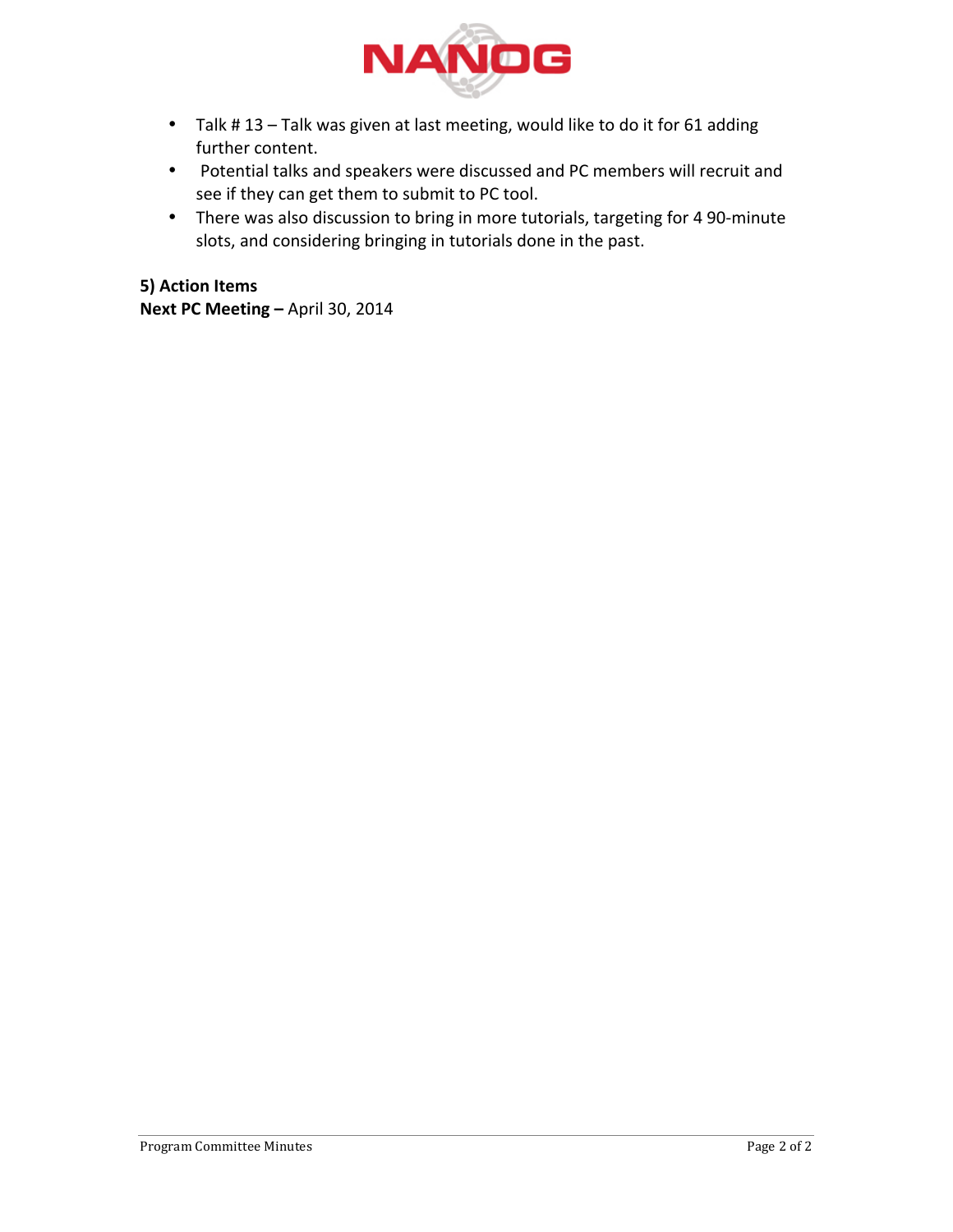- Talk # 13 – Talk was given at last meeting, would like to do it for 61 adding further content.
- Potential talks and speakers were discussed and PC members will recruit and see if they can get them to submit to PC tool.
- There was also discussion to bring in more tutorials, targeting for 4 90-minute slots, and considering bringing in tutorials done in the past.

**5) Action Items**

**Next PC Meeting –** April 30, 2014